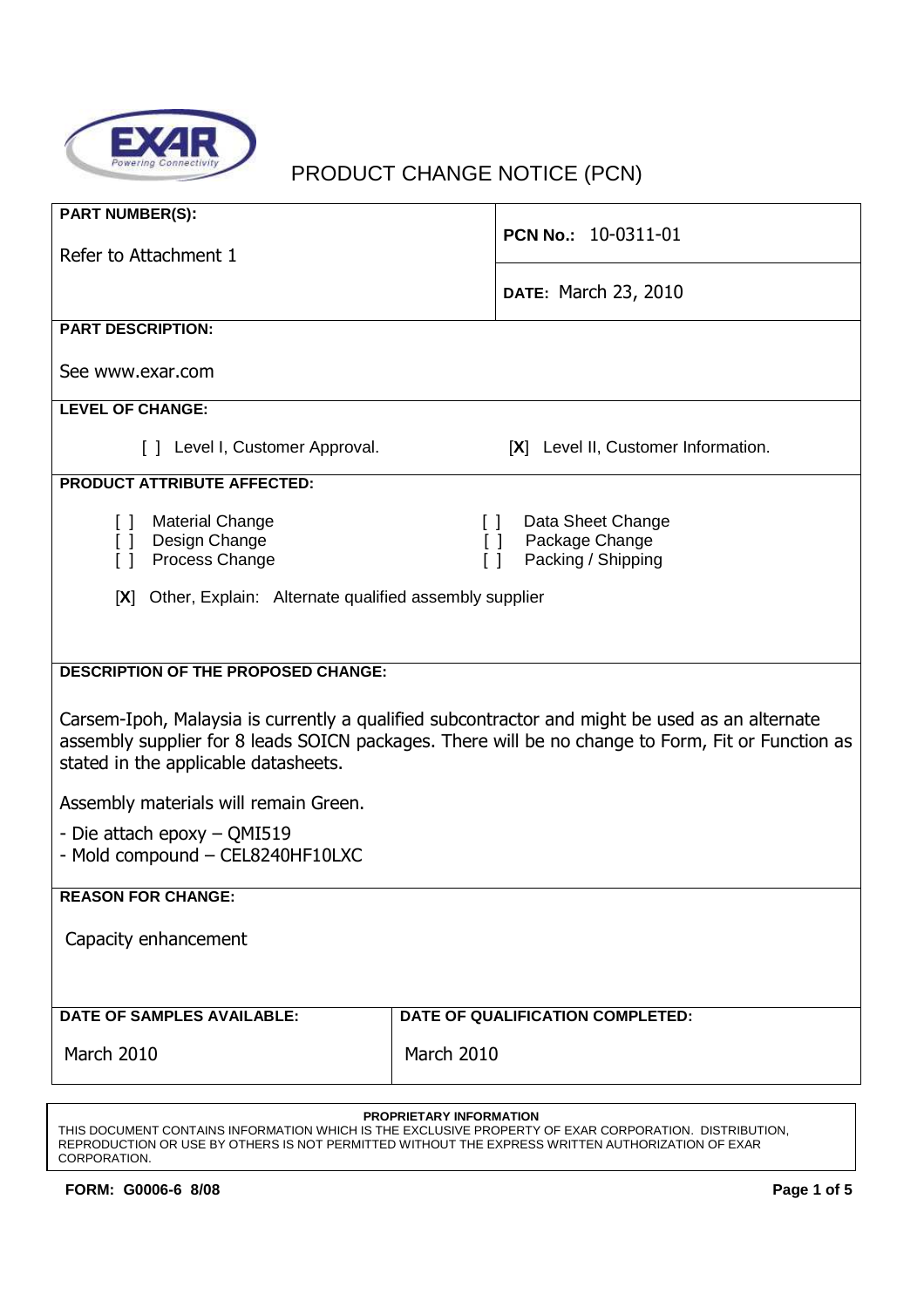EXAR Powering Connectivity

# PRODUCT CHANGE NOTICE (PCN)

| **PART NUMBER(S):** Refer to Attachment 1 | **PCN No.:** 10-0311-01 |
|---|---|
| | **DATE:** March 23, 2010 |

**PART DESCRIPTION:**

See www.exar.com

**LEVEL OF CHANGE:**

[ ] Level I, Customer Approval. [**X**] Level II, Customer Information.

**PRODUCT ATTRIBUTE AFFECTED:**

[ ] Material Change
[ ] Design Change
[ ] Process Change
[ ] Data Sheet Change
[ ] Package Change
[ ] Packing / Shipping

[**X**] Other, Explain: Alternate qualified assembly supplier

**DESCRIPTION OF THE PROPOSED CHANGE:**

Carsem-Ipoh, Malaysia is currently a qualified subcontractor and might be used as an alternate assembly supplier for 8 leads SOICN packages. There will be no change to Form, Fit or Function as stated in the applicable datasheets.

Assembly materials will remain Green.

- Die attach epoxy – QMI519
- Mold compound – CEL8240HF10LXC

**REASON FOR CHANGE:**

Capacity enhancement

| **DATE OF SAMPLES AVAILABLE:** | **DATE OF QUALIFICATION COMPLETED:** |
|---|---|
| March 2010 | March 2010 |

**PROPRIETARY INFORMATION**
THIS DOCUMENT CONTAINS INFORMATION WHICH IS THE EXCLUSIVE PROPERTY OF EXAR CORPORATION. DISTRIBUTION, REPRODUCTION OR USE BY OTHERS IS NOT PERMITTED WITHOUT THE EXPRESS WRITTEN AUTHORIZATION OF EXAR CORPORATION.

**FORM: G0006-6 8/08**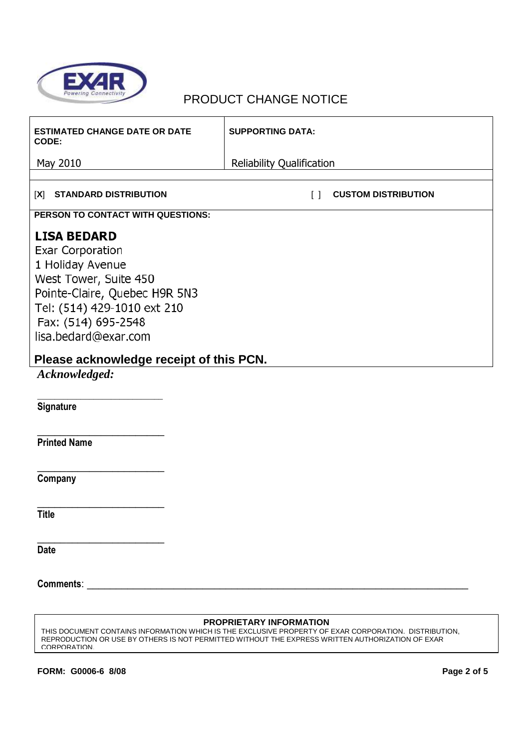# PRODUCT CHANGE NOTICE

| ESTIMATED CHANGE DATE OR DATE CODE: | SUPPORTING DATA: |
| --- | --- |
| May 2010 | Reliability Qualification |

[X] **STANDARD DISTRIBUTION** [ ] **CUSTOM DISTRIBUTION**

**PERSON TO CONTACT WITH QUESTIONS:**

**LISA BEDARD**
Exar Corporation
1 Holiday Avenue
West Tower, Suite 450
Pointe-Claire, Quebec H9R 5N3
Tel: (514) 429-1010 ext 210
Fax: (514) 695-2548
lisa.bedard@exar.com

**Please acknowledge receipt of this PCN.**

***Acknowledged:***

_________________________
**Signature**

_________________________
**Printed Name**

_________________________
**Company**

_________________________
**Title**

_________________________
**Date**

**Comments**: ____________________________________________________________________________

**PROPRIETARY INFORMATION**

THIS DOCUMENT CONTAINS INFORMATION WHICH IS THE EXCLUSIVE PROPERTY OF EXAR CORPORATION. DISTRIBUTION, REPRODUCTION OR USE BY OTHERS IS NOT PERMITTED WITHOUT THE EXPRESS WRITTEN AUTHORIZATION OF EXAR CORPORATION.

**FORM: G0006-6 8/08**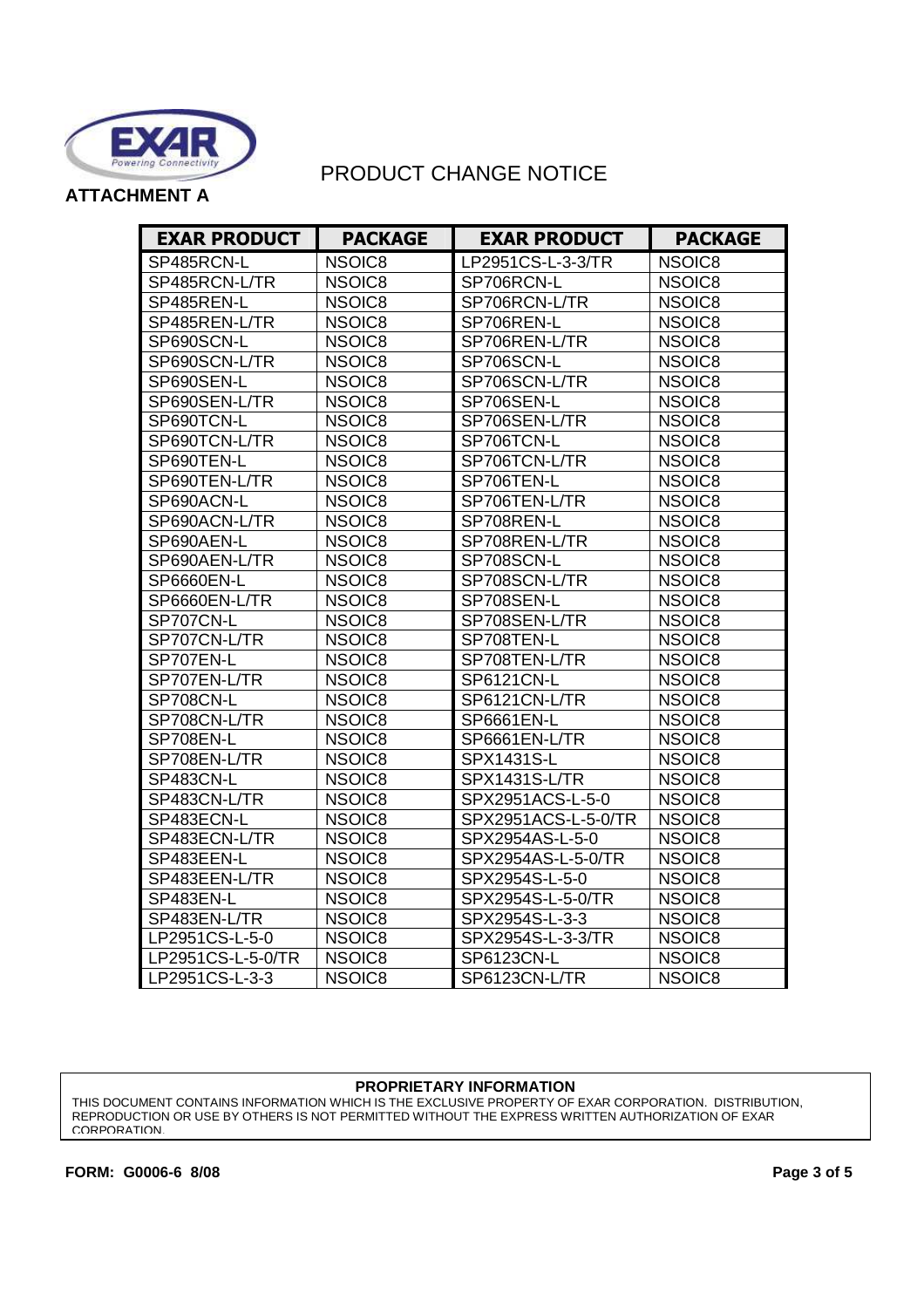# PRODUCT CHANGE NOTICE

**ATTACHMENT A**

| EXAR PRODUCT | PACKAGE | EXAR PRODUCT | PACKAGE |
|---|---|---|---|
| SP485RCN-L | NSOIC8 | LP2951CS-L-3-3/TR | NSOIC8 |
| SP485RCN-L/TR | NSOIC8 | SP706RCN-L | NSOIC8 |
| SP485REN-L | NSOIC8 | SP706RCN-L/TR | NSOIC8 |
| SP485REN-L/TR | NSOIC8 | SP706REN-L | NSOIC8 |
| SP690SCN-L | NSOIC8 | SP706REN-L/TR | NSOIC8 |
| SP690SCN-L/TR | NSOIC8 | SP706SCN-L | NSOIC8 |
| SP690SEN-L | NSOIC8 | SP706SCN-L/TR | NSOIC8 |
| SP690SEN-L/TR | NSOIC8 | SP706SEN-L | NSOIC8 |
| SP690TCN-L | NSOIC8 | SP706SEN-L/TR | NSOIC8 |
| SP690TCN-L/TR | NSOIC8 | SP706TCN-L | NSOIC8 |
| SP690TEN-L | NSOIC8 | SP706TCN-L/TR | NSOIC8 |
| SP690TEN-L/TR | NSOIC8 | SP706TEN-L | NSOIC8 |
| SP690ACN-L | NSOIC8 | SP706TEN-L/TR | NSOIC8 |
| SP690ACN-L/TR | NSOIC8 | SP708REN-L | NSOIC8 |
| SP690AEN-L | NSOIC8 | SP708REN-L/TR | NSOIC8 |
| SP690AEN-L/TR | NSOIC8 | SP708SCN-L | NSOIC8 |
| SP6660EN-L | NSOIC8 | SP708SCN-L/TR | NSOIC8 |
| SP6660EN-L/TR | NSOIC8 | SP708SEN-L | NSOIC8 |
| SP707CN-L | NSOIC8 | SP708SEN-L/TR | NSOIC8 |
| SP707CN-L/TR | NSOIC8 | SP708TEN-L | NSOIC8 |
| SP707EN-L | NSOIC8 | SP708TEN-L/TR | NSOIC8 |
| SP707EN-L/TR | NSOIC8 | SP6121CN-L | NSOIC8 |
| SP708CN-L | NSOIC8 | SP6121CN-L/TR | NSOIC8 |
| SP708CN-L/TR | NSOIC8 | SP6661EN-L | NSOIC8 |
| SP708EN-L | NSOIC8 | SP6661EN-L/TR | NSOIC8 |
| SP708EN-L/TR | NSOIC8 | SPX1431S-L | NSOIC8 |
| SP483CN-L | NSOIC8 | SPX1431S-L/TR | NSOIC8 |
| SP483CN-L/TR | NSOIC8 | SPX2951ACS-L-5-0 | NSOIC8 |
| SP483ECN-L | NSOIC8 | SPX2951ACS-L-5-0/TR | NSOIC8 |
| SP483ECN-L/TR | NSOIC8 | SPX2954AS-L-5-0 | NSOIC8 |
| SP483EEN-L | NSOIC8 | SPX2954AS-L-5-0/TR | NSOIC8 |
| SP483EEN-L/TR | NSOIC8 | SPX2954S-L-5-0 | NSOIC8 |
| SP483EN-L | NSOIC8 | SPX2954S-L-5-0/TR | NSOIC8 |
| SP483EN-L/TR | NSOIC8 | SPX2954S-L-3-3 | NSOIC8 |
| LP2951CS-L-5-0 | NSOIC8 | SPX2954S-L-3-3/TR | NSOIC8 |
| LP2951CS-L-5-0/TR | NSOIC8 | SP6123CN-L | NSOIC8 |
| LP2951CS-L-3-3 | NSOIC8 | SP6123CN-L/TR | NSOIC8 |

**PROPRIETARY INFORMATION**

THIS DOCUMENT CONTAINS INFORMATION WHICH IS THE EXCLUSIVE PROPERTY OF EXAR CORPORATION. DISTRIBUTION, REPRODUCTION OR USE BY OTHERS IS NOT PERMITTED WITHOUT THE EXPRESS WRITTEN AUTHORIZATION OF EXAR CORPORATION.

**FORM: G0006-6 8/08**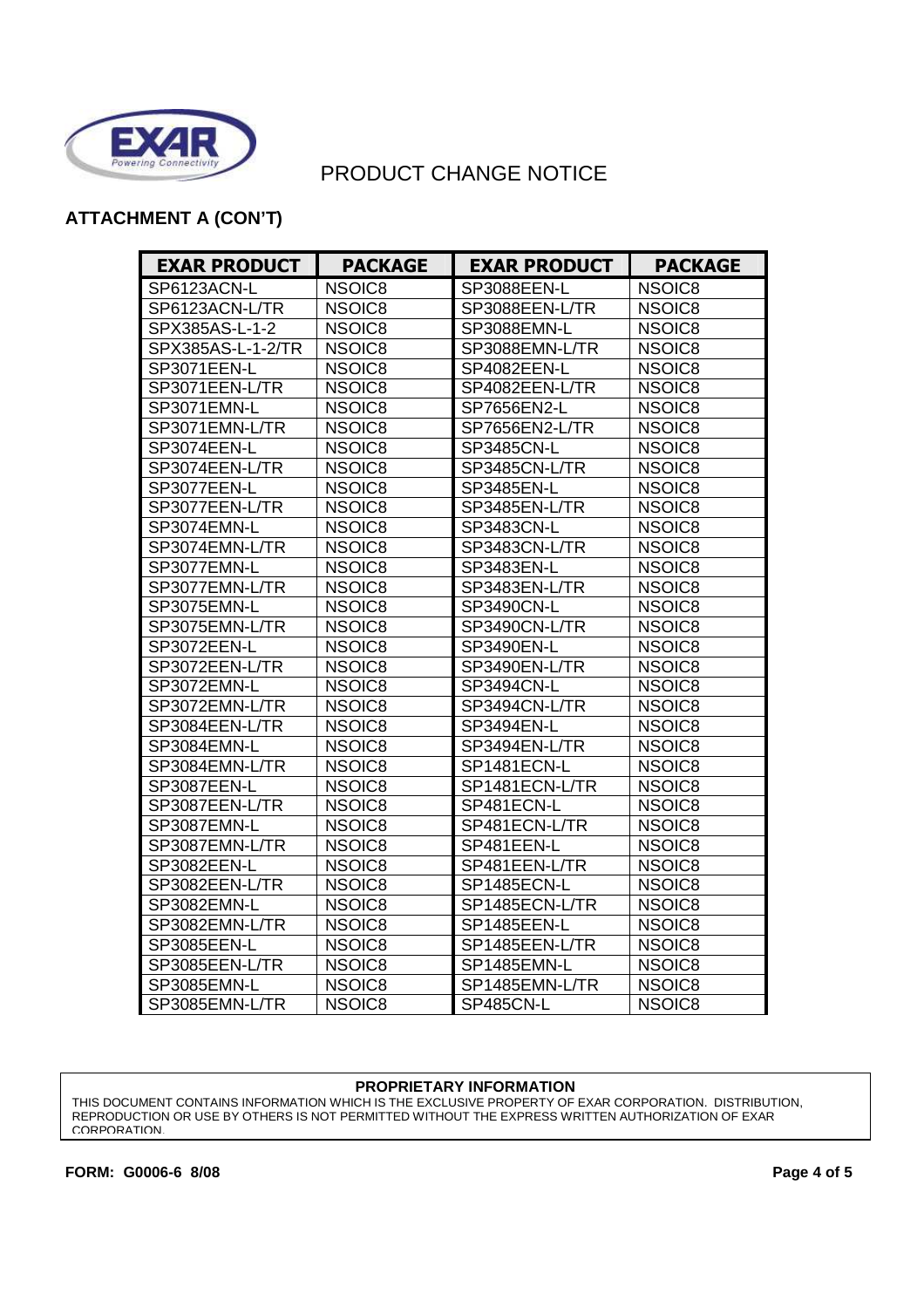PRODUCT CHANGE NOTICE

**ATTACHMENT A (CON'T)**

| EXAR PRODUCT | PACKAGE | EXAR PRODUCT | PACKAGE |
|---|---|---|---|
| SP6123ACN-L | NSOIC8 | SP3088EEN-L | NSOIC8 |
| SP6123ACN-L/TR | NSOIC8 | SP3088EEN-L/TR | NSOIC8 |
| SPX385AS-L-1-2 | NSOIC8 | SP3088EMN-L | NSOIC8 |
| SPX385AS-L-1-2/TR | NSOIC8 | SP3088EMN-L/TR | NSOIC8 |
| SP3071EEN-L | NSOIC8 | SP4082EEN-L | NSOIC8 |
| SP3071EEN-L/TR | NSOIC8 | SP4082EEN-L/TR | NSOIC8 |
| SP3071EMN-L | NSOIC8 | SP7656EN2-L | NSOIC8 |
| SP3071EMN-L/TR | NSOIC8 | SP7656EN2-L/TR | NSOIC8 |
| SP3074EEN-L | NSOIC8 | SP3485CN-L | NSOIC8 |
| SP3074EEN-L/TR | NSOIC8 | SP3485CN-L/TR | NSOIC8 |
| SP3077EEN-L | NSOIC8 | SP3485EN-L | NSOIC8 |
| SP3077EEN-L/TR | NSOIC8 | SP3485EN-L/TR | NSOIC8 |
| SP3074EMN-L | NSOIC8 | SP3483CN-L | NSOIC8 |
| SP3074EMN-L/TR | NSOIC8 | SP3483CN-L/TR | NSOIC8 |
| SP3077EMN-L | NSOIC8 | SP3483EN-L | NSOIC8 |
| SP3077EMN-L/TR | NSOIC8 | SP3483EN-L/TR | NSOIC8 |
| SP3075EMN-L | NSOIC8 | SP3490CN-L | NSOIC8 |
| SP3075EMN-L/TR | NSOIC8 | SP3490CN-L/TR | NSOIC8 |
| SP3072EEN-L | NSOIC8 | SP3490EN-L | NSOIC8 |
| SP3072EEN-L/TR | NSOIC8 | SP3490EN-L/TR | NSOIC8 |
| SP3072EMN-L | NSOIC8 | SP3494CN-L | NSOIC8 |
| SP3072EMN-L/TR | NSOIC8 | SP3494CN-L/TR | NSOIC8 |
| SP3084EEN-L/TR | NSOIC8 | SP3494EN-L | NSOIC8 |
| SP3084EMN-L | NSOIC8 | SP3494EN-L/TR | NSOIC8 |
| SP3084EMN-L/TR | NSOIC8 | SP1481ECN-L | NSOIC8 |
| SP3087EEN-L | NSOIC8 | SP1481ECN-L/TR | NSOIC8 |
| SP3087EEN-L/TR | NSOIC8 | SP481ECN-L | NSOIC8 |
| SP3087EMN-L | NSOIC8 | SP481ECN-L/TR | NSOIC8 |
| SP3087EMN-L/TR | NSOIC8 | SP481EEN-L | NSOIC8 |
| SP3082EEN-L | NSOIC8 | SP481EEN-L/TR | NSOIC8 |
| SP3082EEN-L/TR | NSOIC8 | SP1485ECN-L | NSOIC8 |
| SP3082EMN-L | NSOIC8 | SP1485ECN-L/TR | NSOIC8 |
| SP3082EMN-L/TR | NSOIC8 | SP1485EEN-L | NSOIC8 |
| SP3085EEN-L | NSOIC8 | SP1485EEN-L/TR | NSOIC8 |
| SP3085EEN-L/TR | NSOIC8 | SP1485EMN-L | NSOIC8 |
| SP3085EMN-L | NSOIC8 | SP1485EMN-L/TR | NSOIC8 |
| SP3085EMN-L/TR | NSOIC8 | SP485CN-L | NSOIC8 |

**PROPRIETARY INFORMATION**

THIS DOCUMENT CONTAINS INFORMATION WHICH IS THE EXCLUSIVE PROPERTY OF EXAR CORPORATION. DISTRIBUTION, REPRODUCTION OR USE BY OTHERS IS NOT PERMITTED WITHOUT THE EXPRESS WRITTEN AUTHORIZATION OF EXAR CORPORATION.

**FORM: G0006-6 8/08**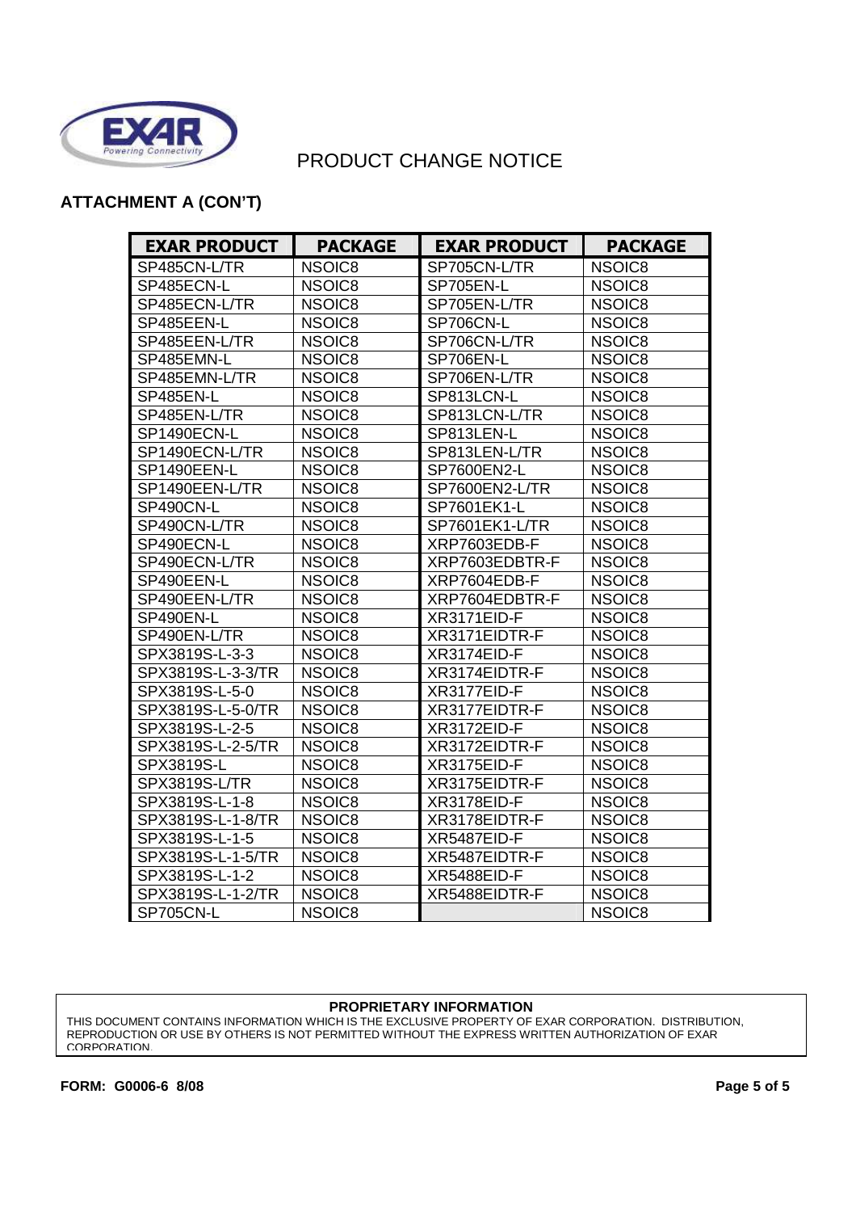PRODUCT CHANGE NOTICE

## ATTACHMENT A (CON'T)

| EXAR PRODUCT | PACKAGE | EXAR PRODUCT | PACKAGE |
|---|---|---|---|
| SP485CN-L/TR | NSOIC8 | SP705CN-L/TR | NSOIC8 |
| SP485ECN-L | NSOIC8 | SP705EN-L | NSOIC8 |
| SP485ECN-L/TR | NSOIC8 | SP705EN-L/TR | NSOIC8 |
| SP485EEN-L | NSOIC8 | SP706CN-L | NSOIC8 |
| SP485EEN-L/TR | NSOIC8 | SP706CN-L/TR | NSOIC8 |
| SP485EMN-L | NSOIC8 | SP706EN-L | NSOIC8 |
| SP485EMN-L/TR | NSOIC8 | SP706EN-L/TR | NSOIC8 |
| SP485EN-L | NSOIC8 | SP813LCN-L | NSOIC8 |
| SP485EN-L/TR | NSOIC8 | SP813LCN-L/TR | NSOIC8 |
| SP1490ECN-L | NSOIC8 | SP813LEN-L | NSOIC8 |
| SP1490ECN-L/TR | NSOIC8 | SP813LEN-L/TR | NSOIC8 |
| SP1490EEN-L | NSOIC8 | SP7600EN2-L | NSOIC8 |
| SP1490EEN-L/TR | NSOIC8 | SP7600EN2-L/TR | NSOIC8 |
| SP490CN-L | NSOIC8 | SP7601EK1-L | NSOIC8 |
| SP490CN-L/TR | NSOIC8 | SP7601EK1-L/TR | NSOIC8 |
| SP490ECN-L | NSOIC8 | XRP7603EDB-F | NSOIC8 |
| SP490ECN-L/TR | NSOIC8 | XRP7603EDBTR-F | NSOIC8 |
| SP490EEN-L | NSOIC8 | XRP7604EDB-F | NSOIC8 |
| SP490EEN-L/TR | NSOIC8 | XRP7604EDBTR-F | NSOIC8 |
| SP490EN-L | NSOIC8 | XR3171EID-F | NSOIC8 |
| SP490EN-L/TR | NSOIC8 | XR3171EIDTR-F | NSOIC8 |
| SPX3819S-L-3-3 | NSOIC8 | XR3174EID-F | NSOIC8 |
| SPX3819S-L-3-3/TR | NSOIC8 | XR3174EIDTR-F | NSOIC8 |
| SPX3819S-L-5-0 | NSOIC8 | XR3177EID-F | NSOIC8 |
| SPX3819S-L-5-0/TR | NSOIC8 | XR3177EIDTR-F | NSOIC8 |
| SPX3819S-L-2-5 | NSOIC8 | XR3172EID-F | NSOIC8 |
| SPX3819S-L-2-5/TR | NSOIC8 | XR3172EIDTR-F | NSOIC8 |
| SPX3819S-L | NSOIC8 | XR3175EID-F | NSOIC8 |
| SPX3819S-L/TR | NSOIC8 | XR3175EIDTR-F | NSOIC8 |
| SPX3819S-L-1-8 | NSOIC8 | XR3178EID-F | NSOIC8 |
| SPX3819S-L-1-8/TR | NSOIC8 | XR3178EIDTR-F | NSOIC8 |
| SPX3819S-L-1-5 | NSOIC8 | XR5487EID-F | NSOIC8 |
| SPX3819S-L-1-5/TR | NSOIC8 | XR5487EIDTR-F | NSOIC8 |
| SPX3819S-L-1-2 | NSOIC8 | XR5488EID-F | NSOIC8 |
| SPX3819S-L-1-2/TR | NSOIC8 | XR5488EIDTR-F | NSOIC8 |
| SP705CN-L | NSOIC8 | | NSOIC8 |

**PROPRIETARY INFORMATION**

THIS DOCUMENT CONTAINS INFORMATION WHICH IS THE EXCLUSIVE PROPERTY OF EXAR CORPORATION. DISTRIBUTION, REPRODUCTION OR USE BY OTHERS IS NOT PERMITTED WITHOUT THE EXPRESS WRITTEN AUTHORIZATION OF EXAR CORPORATION.

**FORM: G0006-6 8/08**